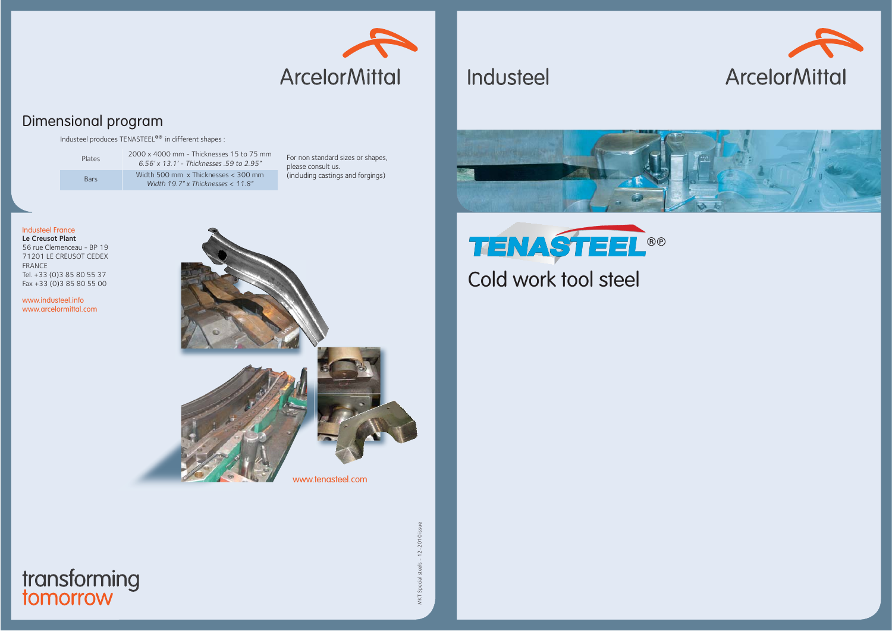ArcelorMittal

## Dimensional program

Industeel produces TENASTEEL®® in different shapes :

| | |
|---|---|
| Plates | 2000 x 4000 mm - Thicknesses 15 to 75 mm<br>*6.56' x 13.1' - Thicknesses .59 to 2.95"* |
| Bars | Width 500 mm x Thicknesses < 300 mm<br>*Width 19.7" x Thicknesses < 11.8"* |

For non standard sizes or shapes, please consult us.
(including castings and forgings)

Industeel France
**Le Creusot Plant**
56 rue Clemenceau - BP 19
71201 LE CREUSOT CEDEX
FRANCE
Tel. +33 (0)3 85 80 55 37
Fax +33 (0)3 85 80 55 00

www.industeel.info
www.arcelormittal.com

www.tenasteel.com

MKT Special steels - 12-2010 issue

transforming
tomorrow

Industeel

ArcelorMittal

# TENASTEEL®®

## Cold work tool steel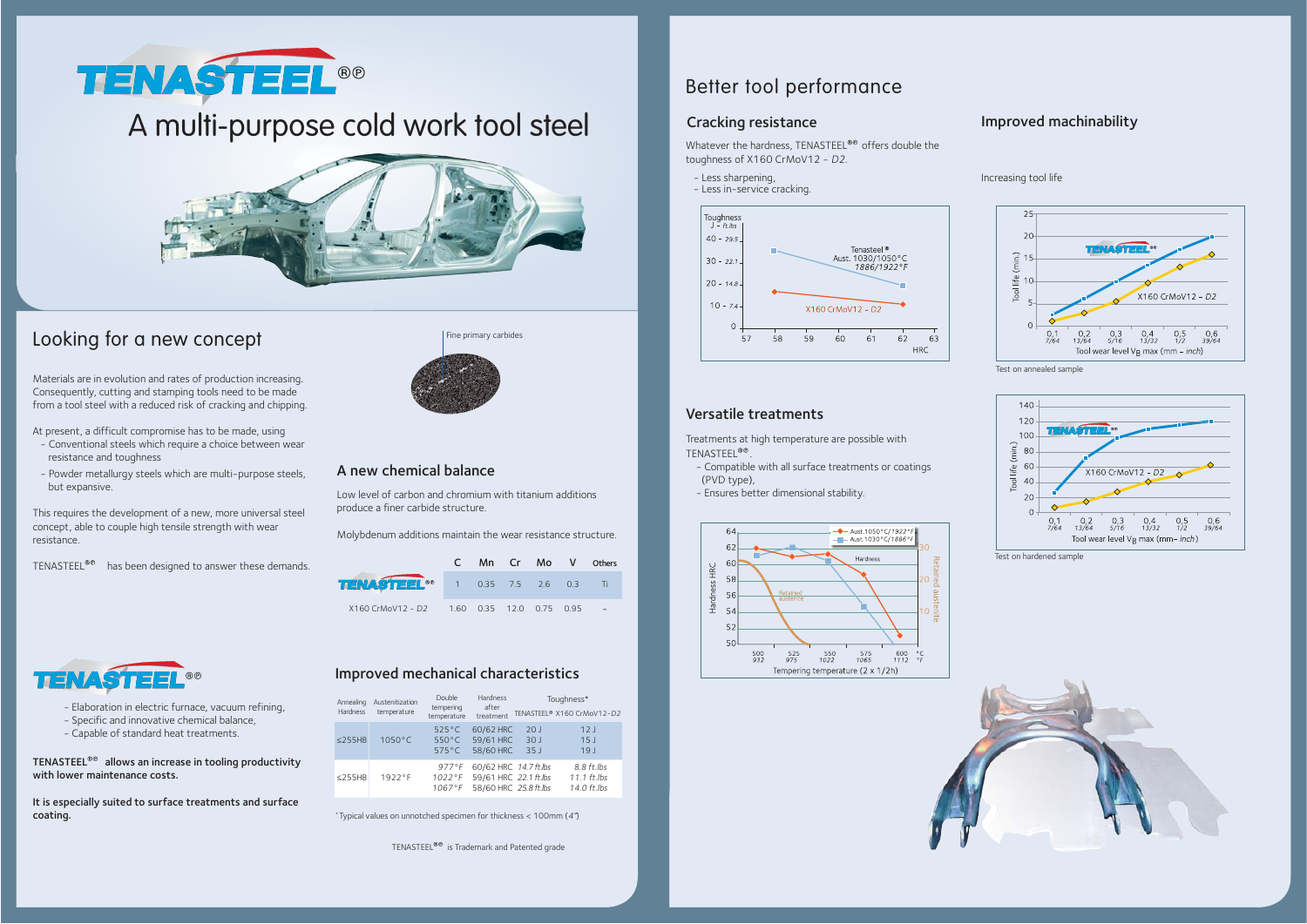# TENASTEEL®®

## A multi-purpose cold work tool steel

## Looking for a new concept

Materials are in evolution and rates of production increasing. Consequently, cutting and stamping tools need to be made from a tool steel with a reduced risk of cracking and chipping.

At present, a difficult compromise has to be made, using

- Conventional steels which require a choice between wear resistance and toughness
- Powder metallurgy steels which are multi-purpose steels, but expansive.

This requires the development of a new, more universal steel concept, able to couple high tensile strength with wear resistance.

TENASTEEL®® has been designed to answer these demands.

Fine primary carbides

## A new chemical balance

Low level of carbon and chromium with titanium additions produce a finer carbide structure.

Molybdenum additions maintain the wear resistance structure.

| | C | Mn | Cr | Mo | V | Others |
|---|---|---|---|---|---|---|
| TENASTEEL®® | 1 | 0.35 | 7.5 | 2.6 | 0.3 | Ti |
| X160 CrMoV12 - *D2* | 1.60 | 0.35 | 12.0 | 0.75 | 0.95 | - |

TENASTEEL®®

- Elaboration in electric furnace, vacuum refining,
- Specific and innovative chemical balance,
- Capable of standard heat treatments.

**TENASTEEL®® allows an increase in tooling productivity with lower maintenance costs.**

**It is especially suited to surface treatments and surface coating.**

## Improved mechanical characteristics

| Annealing Hardness | Austenitization temperature | Double tempering temperature | Hardness after treatment | Toughness* TENASTEEL® | Toughness* X160 CrMoV12-*D2* |
|---|---|---|---|---|---|
| ≤255HB | 1050°C | 525°C<br>550°C<br>575°C | 60/62 HRC<br>59/61 HRC<br>58/60 HRC | 20 J<br>30 J<br>35 J | 12 J<br>15 J<br>19 J |
| ≤255HB | 1922°F | *977°F*<br>*1022°F*<br>*1067°F* | 60/62 HRC<br>59/61 HRC<br>58/60 HRC | *14.7 ft.lbs*<br>*22.1 ft.lbs*<br>*25.8 ft.lbs* | *8.8 ft.lbs*<br>*11.1 ft.lbs*<br>*14.0 ft.lbs* |

* Typical values on unnotched specimen for thickness < 100mm (*4"*)

TENASTEEL®® is Trademark and Patented grade

## Better tool performance

### Cracking resistance

Whatever the hardness, TENASTEEL®® offers double the toughness of X160 CrMoV12 - *D2*.

- Less sharpening,
- Less in-service cracking.

Toughness J - *ft.lbs*
40 - *29.5*
30 - *22.1*
20 - *14.8*
10 - *7.4*
0
57 58 59 60 61 62 63 HRC
Tenasteel ® Aust. 1030/1050°C *1886/1922°F*
X160 CrMoV12 - *D2*

### Versatile treatments

Treatments at high temperature are possible with TENASTEEL®®.

- Compatible with all surface treatments or coatings (PVD type),
- Ensures better dimensional stability.

Hardness HRC
64 62 60 58 56 54 52 50
Aust.1050°C/*1922°F*
Aust.1030°C/*1886°F*
Hardness
Retained austenite
Retained austenite
30 20 10
500 *932* 525 *975* 550 *1022* 575 *1065* 600 *1112* °C °F
Tempering temperature (2 x 1/2h)

### Improved machinability

Increasing tool life

Tool life (min.)
25 20 15 10 5 0
TENASTEEL®®
X160 CrMoV12 - *D2*
0,1 *7/64* 0,2 *13/64* 0,3 *5/16* 0,4 *13/32* 0,5 *1/2* 0,6 *39/64*
Tool wear level $V_B$ max (mm - *inch*)

Test on annealed sample

Tool life (min.)
140 120 100 80 60 40 20 0
TENASTEEL®®
X160 CrMoV12 - *D2*
0,1 *7/64* 0,2 *13/64* 0,3 *5/16* 0,4 *13/32* 0,5 *1/2* 0,6 *39/64*
Tool wear level $V_B$ max (mm- *inch*)

Test on hardened sample